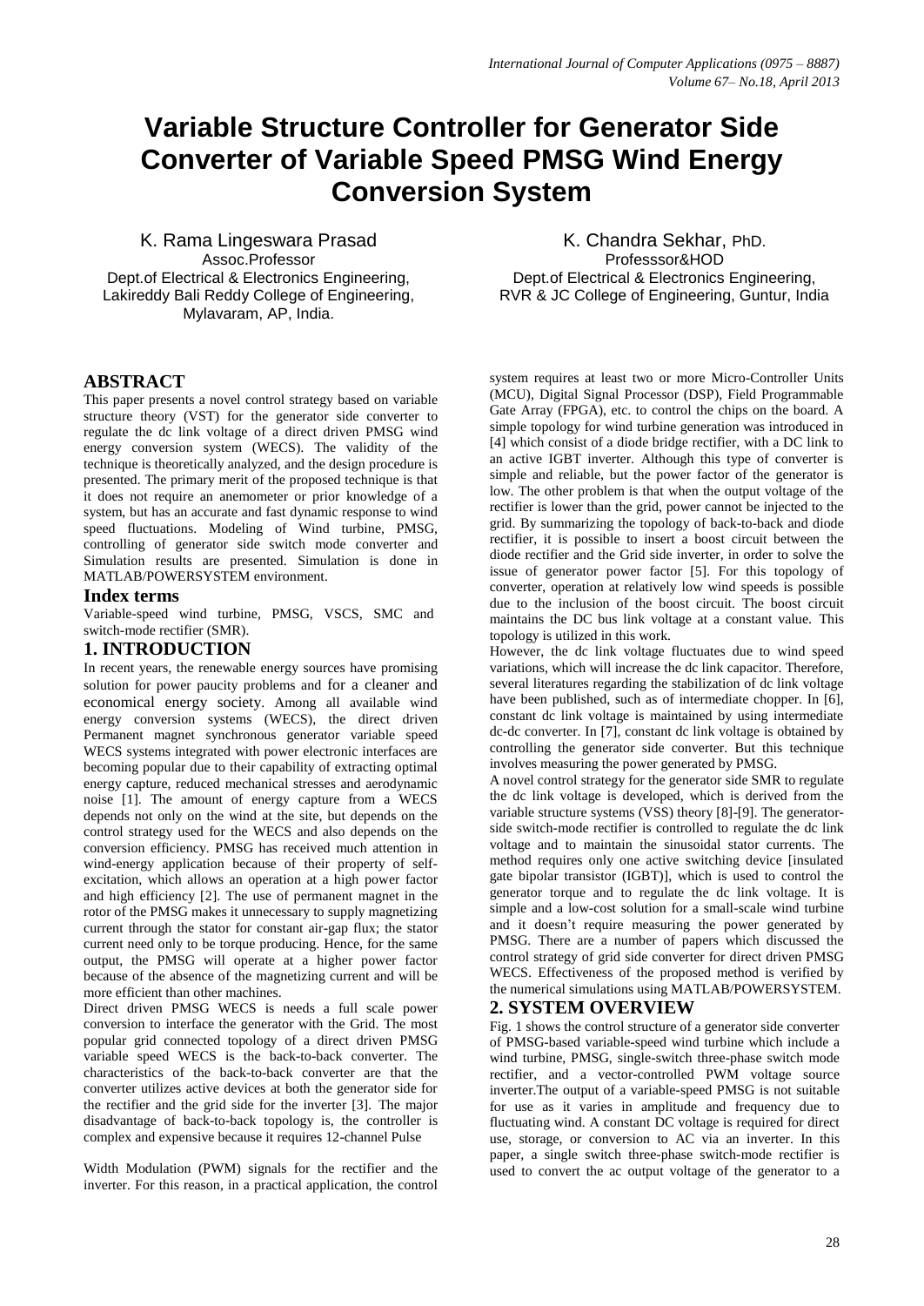# Variable Structure Controller for Generator Side Converter of Variable Speed PMSG Wind Energy Conversion System

K. Rama Lingeswara Prasad
Assoc.Professor
Dept.of Electrical & Electronics Engineering,
Lakireddy Bali Reddy College of Engineering,
Mylavaram, AP, India.

K. Chandra Sekhar, PhD.
Professsor&HOD
Dept.of Electrical & Electronics Engineering,
RVR & JC College of Engineering, Guntur, India

## ABSTRACT

This paper presents a novel control strategy based on variable structure theory (VST) for the generator side converter to regulate the dc link voltage of a direct driven PMSG wind energy conversion system (WECS). The validity of the technique is theoretically analyzed, and the design procedure is presented. The primary merit of the proposed technique is that it does not require an anemometer or prior knowledge of a system, but has an accurate and fast dynamic response to wind speed fluctuations. Modeling of Wind turbine, PMSG, controlling of generator side switch mode converter and Simulation results are presented. Simulation is done in MATLAB/POWERSYSTEM environment.

### Index terms

Variable-speed wind turbine, PMSG, VSCS, SMC and switch-mode rectifier (SMR).

## 1. INTRODUCTION

In recent years, the renewable energy sources have promising solution for power paucity problems and for a cleaner and economical energy society. Among all available wind energy conversion systems (WECS), the direct driven Permanent magnet synchronous generator variable speed WECS systems integrated with power electronic interfaces are becoming popular due to their capability of extracting optimal energy capture, reduced mechanical stresses and aerodynamic noise [1]. The amount of energy capture from a WECS depends not only on the wind at the site, but depends on the control strategy used for the WECS and also depends on the conversion efficiency. PMSG has received much attention in wind-energy application because of their property of self-excitation, which allows an operation at a high power factor and high efficiency [2]. The use of permanent magnet in the rotor of the PMSG makes it unnecessary to supply magnetizing current through the stator for constant air-gap flux; the stator current need only to be torque producing. Hence, for the same output, the PMSG will operate at a higher power factor because of the absence of the magnetizing current and will be more efficient than other machines.

Direct driven PMSG WECS is needs a full scale power conversion to interface the generator with the Grid. The most popular grid connected topology of a direct driven PMSG variable speed WECS is the back-to-back converter. The characteristics of the back-to-back converter are that the converter utilizes active devices at both the generator side for the rectifier and the grid side for the inverter [3]. The major disadvantage of back-to-back topology is, the controller is complex and expensive because it requires 12-channel Pulse Width Modulation (PWM) signals for the rectifier and the inverter. For this reason, in a practical application, the control system requires at least two or more Micro-Controller Units (MCU), Digital Signal Processor (DSP), Field Programmable Gate Array (FPGA), etc. to control the chips on the board. A simple topology for wind turbine generation was introduced in [4] which consist of a diode bridge rectifier, with a DC link to an active IGBT inverter. Although this type of converter is simple and reliable, but the power factor of the generator is low. The other problem is that when the output voltage of the rectifier is lower than the grid, power cannot be injected to the grid. By summarizing the topology of back-to-back and diode rectifier, it is possible to insert a boost circuit between the diode rectifier and the Grid side inverter, in order to solve the issue of generator power factor [5]. For this topology of converter, operation at relatively low wind speeds is possible due to the inclusion of the boost circuit. The boost circuit maintains the DC bus link voltage at a constant value. This topology is utilized in this work.

However, the dc link voltage fluctuates due to wind speed variations, which will increase the dc link capacitor. Therefore, several literatures regarding the stabilization of dc link voltage have been published, such as of intermediate chopper. In [6], constant dc link voltage is maintained by using intermediate dc-dc converter. In [7], constant dc link voltage is obtained by controlling the generator side converter. But this technique involves measuring the power generated by PMSG.

A novel control strategy for the generator side SMR to regulate the dc link voltage is developed, which is derived from the variable structure systems (VSS) theory [8]-[9]. The generator-side switch-mode rectifier is controlled to regulate the dc link voltage and to maintain the sinusoidal stator currents. The method requires only one active switching device [insulated gate bipolar transistor (IGBT)], which is used to control the generator torque and to regulate the dc link voltage. It is simple and a low-cost solution for a small-scale wind turbine and it doesn't require measuring the power generated by PMSG. There are a number of papers which discussed the control strategy of grid side converter for direct driven PMSG WECS. Effectiveness of the proposed method is verified by the numerical simulations using MATLAB/POWERSYSTEM.

## 2. SYSTEM OVERVIEW

Fig. 1 shows the control structure of a generator side converter of PMSG-based variable-speed wind turbine which include a wind turbine, PMSG, single-switch three-phase switch mode rectifier, and a vector-controlled PWM voltage source inverter.The output of a variable-speed PMSG is not suitable for use as it varies in amplitude and frequency due to fluctuating wind. A constant DC voltage is required for direct use, storage, or conversion to AC via an inverter. In this paper, a single switch three-phase switch-mode rectifier is used to convert the ac output voltage of the generator to a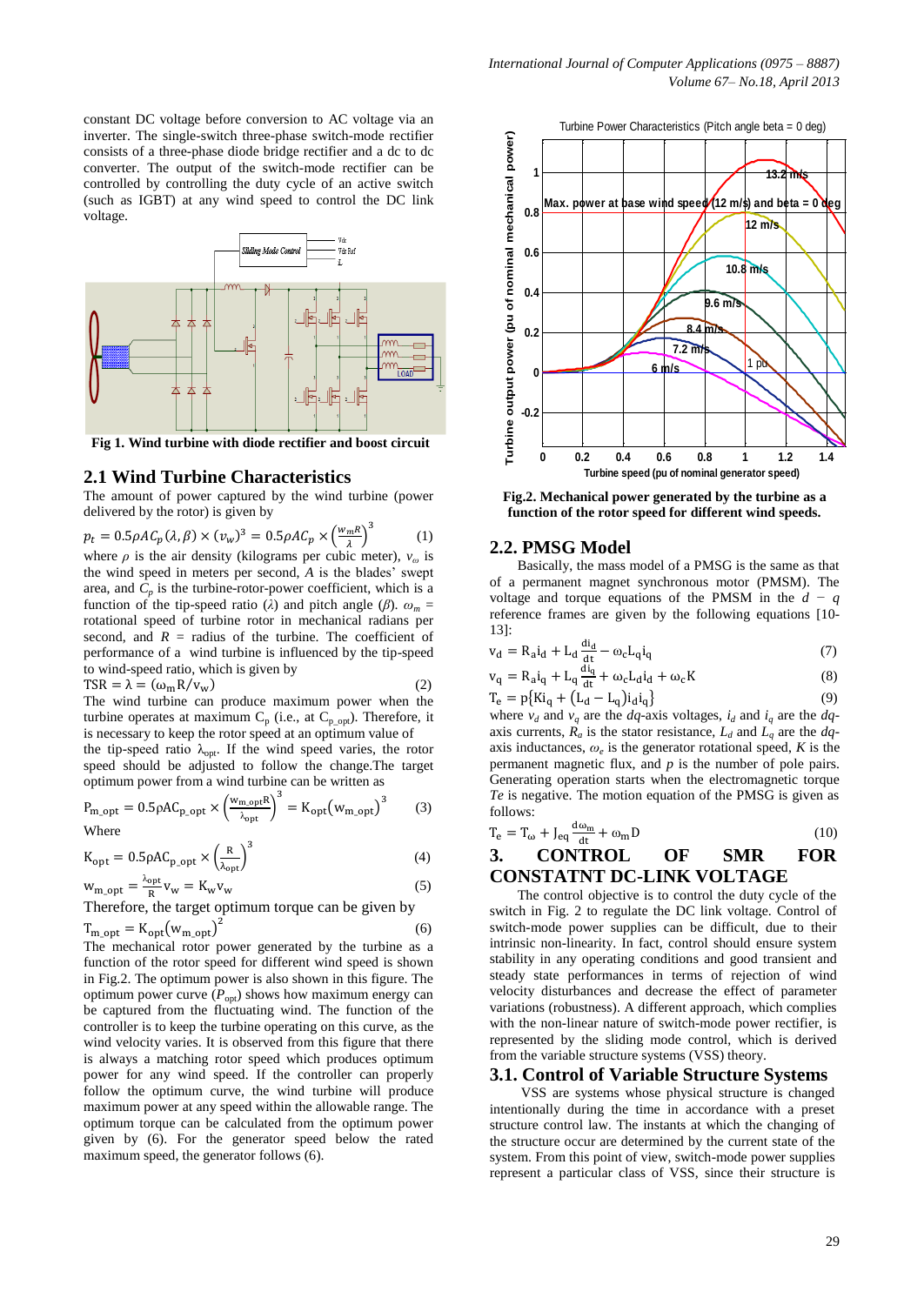constant DC voltage before conversion to AC voltage via an inverter. The single-switch three-phase switch-mode rectifier consists of a three-phase diode bridge rectifier and a dc to dc converter. The output of the switch-mode rectifier can be controlled by controlling the duty cycle of an active switch (such as IGBT) at any wind speed to control the DC link voltage.

Fig 1. Wind turbine with diode rectifier and boost circuit

## 2.1 Wind Turbine Characteristics

The amount of power captured by the wind turbine (power delivered by the rotor) is given by

$$p_t = 0.5\rho A C_p(\lambda, \beta) \times (v_w)^3 = 0.5\rho A C_p \times \left(\frac{w_m R}{\lambda}\right)^3 \quad (1)$$

where $\rho$ is the air density (kilograms per cubic meter), $v_\omega$ is the wind speed in meters per second, $A$ is the blades' swept area, and $C_p$ is the turbine-rotor-power coefficient, which is a function of the tip-speed ratio ($\lambda$) and pitch angle ($\beta$). $\omega_m$ = rotational speed of turbine rotor in mechanical radians per second, and $R$ = radius of the turbine. The coefficient of performance of a wind turbine is influenced by the tip-speed to wind-speed ratio, which is given by

$$\text{TSR} = \lambda = (\omega_m R / v_w) \quad (2)$$

The wind turbine can produce maximum power when the turbine operates at maximum $C_p$ (i.e., at $C_{p\_opt}$). Therefore, it is necessary to keep the rotor speed at an optimum value of the tip-speed ratio $\lambda_{opt}$. If the wind speed varies, the rotor speed should be adjusted to follow the change.The target optimum power from a wind turbine can be written as

$$P_{m\_opt} = 0.5\rho A C_{p\_opt} \times \left(\frac{w_{m\_opt} R}{\lambda_{opt}}\right)^3 = K_{opt}(w_{m\_opt})^3 \quad (3)$$

Where

$$K_{opt} = 0.5\rho A C_{p\_opt} \times \left(\frac{R}{\lambda_{opt}}\right)^3 \quad (4)$$

$$w_{m\_opt} = \frac{\lambda_{opt}}{R} v_w = K_w v_w \quad (5)$$

Therefore, the target optimum torque can be given by

$$T_{m\_opt} = K_{opt}(w_{m\_opt})^2 \quad (6)$$

The mechanical rotor power generated by the turbine as a function of the rotor speed for different wind speed is shown in Fig.2. The optimum power is also shown in this figure. The optimum power curve ($P_{opt}$) shows how maximum energy can be captured from the fluctuating wind. The function of the controller is to keep the turbine operating on this curve, as the wind velocity varies. It is observed from this figure that there is always a matching rotor speed which produces optimum power for any wind speed. If the controller can properly follow the optimum curve, the wind turbine will produce maximum power at any speed within the allowable range. The optimum torque can be calculated from the optimum power given by (6). For the generator speed below the rated maximum speed, the generator follows (6).

Fig.2. Mechanical power generated by the turbine as a function of the rotor speed for different wind speeds.

## 2.2. PMSG Model

Basically, the mass model of a PMSG is the same as that of a permanent magnet synchronous motor (PMSM). The voltage and torque equations of the PMSM in the $d - q$ reference frames are given by the following equations [10-13]:

$$v_d = R_a i_d + L_d \frac{di_d}{dt} - \omega_c L_q i_q \quad (7)$$

$$v_q = R_a i_q + L_q \frac{di_q}{dt} + \omega_c L_d i_d + \omega_c K \quad (8)$$

$$T_e = p\{K i_q + (L_d - L_q) i_d i_q\} \quad (9)$$

where $v_d$ and $v_q$ are the $dq$-axis voltages, $i_d$ and $i_q$ are the $dq$-axis currents, $R_a$ is the stator resistance, $L_d$ and $L_q$ are the $dq$-axis inductances, $\omega_e$ is the generator rotational speed, $K$ is the permanent magnetic flux, and $p$ is the number of pole pairs. Generating operation starts when the electromagnetic torque $Te$ is negative. The motion equation of the PMSG is given as follows:

$$T_e = T_\omega + J_{eq} \frac{d\omega_m}{dt} + \omega_m D \quad (10)$$

# 3. CONTROL OF SMR FOR CONSTATNT DC-LINK VOLTAGE

The control objective is to control the duty cycle of the switch in Fig. 2 to regulate the DC link voltage. Control of switch-mode power supplies can be difficult, due to their intrinsic non-linearity. In fact, control should ensure system stability in any operating conditions and good transient and steady state performances in terms of rejection of wind velocity disturbances and decrease the effect of parameter variations (robustness). A different approach, which complies with the non-linear nature of switch-mode power rectifier, is represented by the sliding mode control, which is derived from the variable structure systems (VSS) theory.

## 3.1. Control of Variable Structure Systems

VSS are systems whose physical structure is changed intentionally during the time in accordance with a preset structure control law. The instants at which the changing of the structure occur are determined by the current state of the system. From this point of view, switch-mode power supplies represent a particular class of VSS, since their structure is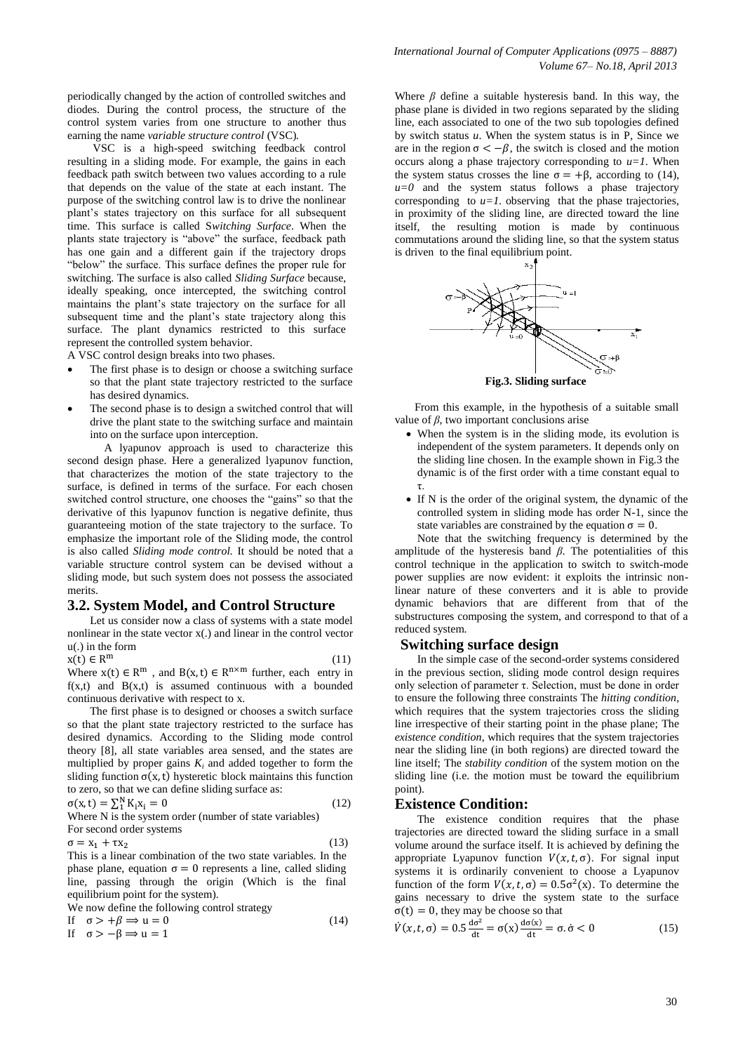periodically changed by the action of controlled switches and diodes. During the control process, the structure of the control system varies from one structure to another thus earning the name *variable structure control* (VSC).

VSC is a high-speed switching feedback control resulting in a sliding mode. For example, the gains in each feedback path switch between two values according to a rule that depends on the value of the state at each instant. The purpose of the switching control law is to drive the nonlinear plant's states trajectory on this surface for all subsequent time. This surface is called S*witching Surface*. When the plants state trajectory is "above" the surface, feedback path has one gain and a different gain if the trajectory drops "below" the surface. This surface defines the proper rule for switching. The surface is also called *Sliding Surface* because, ideally speaking, once intercepted, the switching control maintains the plant's state trajectory on the surface for all subsequent time and the plant's state trajectory along this surface. The plant dynamics restricted to this surface represent the controlled system behavior.

A VSC control design breaks into two phases.

- The first phase is to design or choose a switching surface so that the plant state trajectory restricted to the surface has desired dynamics.
- The second phase is to design a switched control that will drive the plant state to the switching surface and maintain into on the surface upon interception.

A lyapunov approach is used to characterize this second design phase. Here a generalized lyapunov function, that characterizes the motion of the state trajectory to the surface, is defined in terms of the surface. For each chosen switched control structure, one chooses the "gains" so that the derivative of this lyapunov function is negative definite, thus guaranteeing motion of the state trajectory to the surface. To emphasize the important role of the Sliding mode, the control is also called *Sliding mode control.* It should be noted that a variable structure control system can be devised without a sliding mode, but such system does not possess the associated merits.

## 3.2. System Model, and Control Structure

Let us consider now a class of systems with a state model nonlinear in the state vector x(.) and linear in the control vector u(.) in the form

$$x(t) \in R^m \tag{11}$$

Where $x(t) \in R^m$ , and $B(x,t) \in R^{n\times m}$ further, each entry in $f(x,t)$ and $B(x,t)$ is assumed continuous with a bounded continuous derivative with respect to x.

The first phase is to designed or chooses a switch surface so that the plant state trajectory restricted to the surface has desired dynamics. According to the Sliding mode control theory [8], all state variables area sensed, and the states are multiplied by proper gains $K_i$ and added together to form the sliding function $\sigma(x,t)$ hysteretic block maintains this function to zero, so that we can define sliding surface as:

$$\sigma(x,t) = \sum_1^N K_i x_i = 0 \tag{12}$$

Where N is the system order (number of state variables)

For second order systems

$$\sigma = x_1 + \tau x_2 \tag{13}$$

This is a linear combination of the two state variables. In the phase plane, equation $\sigma = 0$ represents a line, called sliding line, passing through the origin (Which is the final equilibrium point for the system).

We now define the following control strategy

$$\text{If} \quad \sigma > +\beta \Rightarrow u = 0 \tag{14}$$

$$\text{If} \quad \sigma > -\beta \Rightarrow u = 1$$

Where $\beta$ define a suitable hysteresis band. In this way, the phase plane is divided in two regions separated by the sliding line, each associated to one of the two sub topologies defined by switch status *u*. When the system status is in P, Since we are in the region $\sigma < -\beta$, the switch is closed and the motion occurs along a phase trajectory corresponding to *u=1.* When the system status crosses the line $\sigma = +\beta$, according to (14), *u=0* and the system status follows a phase trajectory corresponding to *u=1.* observing that the phase trajectories, in proximity of the sliding line, are directed toward the line itself, the resulting motion is made by continuous commutations around the sliding line, so that the system status is driven to the final equilibrium point.

**Fig.3. Sliding surface**

From this example, in the hypothesis of a suitable small value of *β*, two important conclusions arise

- When the system is in the sliding mode, its evolution is independent of the system parameters. It depends only on the sliding line chosen. In the example shown in Fig.3 the dynamic is of the first order with a time constant equal to τ.
- If N is the order of the original system, the dynamic of the controlled system in sliding mode has order N-1, since the state variables are constrained by the equation $\sigma = 0$.

Note that the switching frequency is determined by the amplitude of the hysteresis band *β.* The potentialities of this control technique in the application to switch to switch-mode power supplies are now evident: it exploits the intrinsic non-linear nature of these converters and it is able to provide dynamic behaviors that are different from that of the substructures composing the system, and correspond to that of a reduced system.

## Switching surface design

In the simple case of the second-order systems considered in the previous section, sliding mode control design requires only selection of parameter τ. Selection, must be done in order to ensure the following three constraints The *hitting condition*, which requires that the system trajectories cross the sliding line irrespective of their starting point in the phase plane; The *existence condition*, which requires that the system trajectories near the sliding line (in both regions) are directed toward the line itself; The *stability condition* of the system motion on the sliding line (i.e. the motion must be toward the equilibrium point).

## Existence Condition:

The existence condition requires that the phase trajectories are directed toward the sliding surface in a small volume around the surface itself. It is achieved by defining the appropriate Lyapunov function $V(x,t,\sigma)$. For signal input systems it is ordinarily convenient to choose a Lyapunov function of the form $V(x,t,\sigma) = 0.5\sigma^2(x)$. To determine the gains necessary to drive the system state to the surface $\sigma(t) = 0$, they may be choose so that

$$\dot{V}(x,t,\sigma) = 0.5\frac{d\sigma^2}{dt} = \sigma(x)\frac{d\sigma(x)}{dt} = \sigma.\dot{\sigma} < 0 \tag{15}$$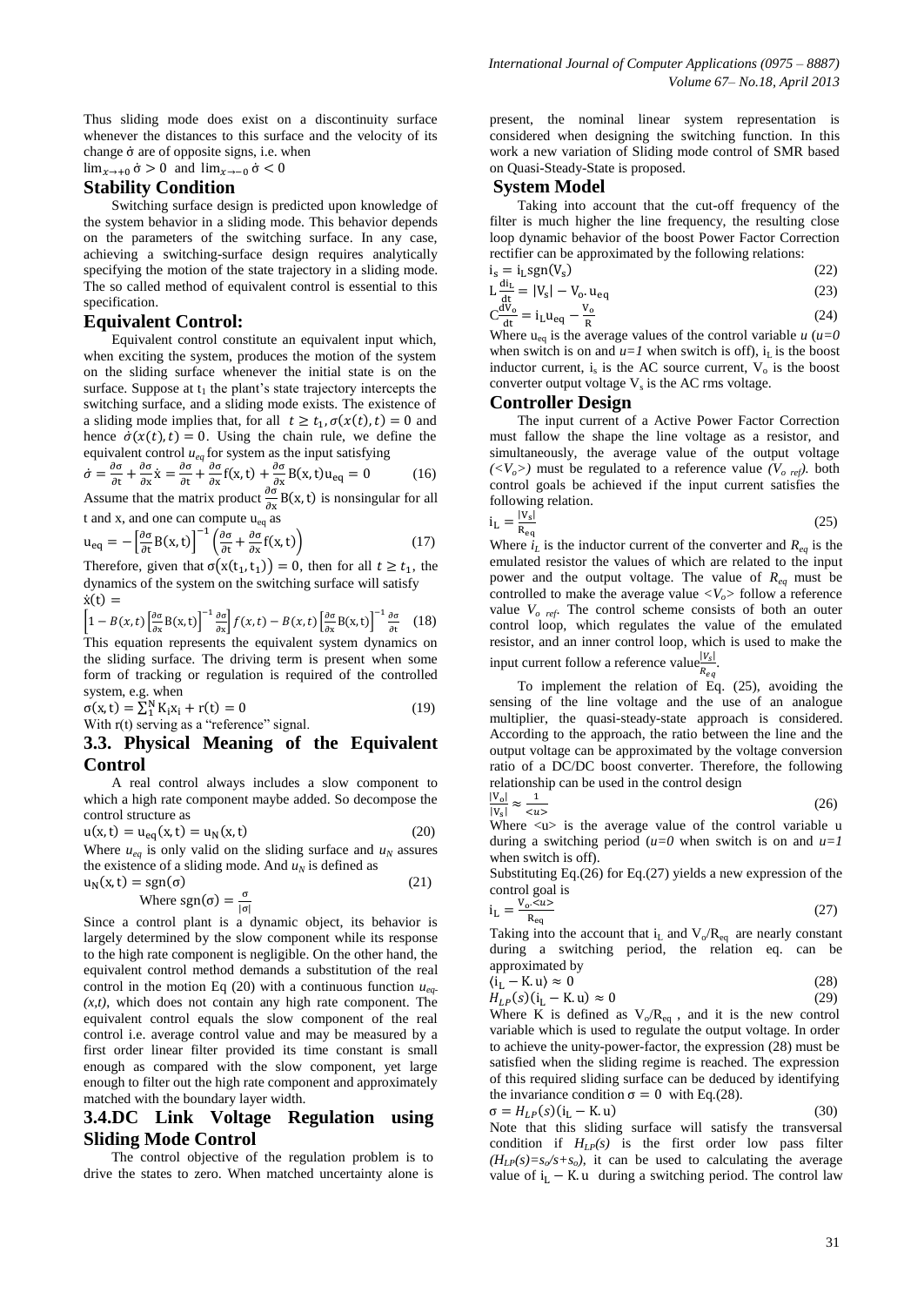Thus sliding mode does exist on a discontinuity surface whenever the distances to this surface and the velocity of its change $\dot{\sigma}$ are of opposite signs, i.e. when

$\lim_{x\to+0}\dot{\sigma} > 0$ and $\lim_{x\to-0}\dot{\sigma} < 0$

## Stability Condition

Switching surface design is predicted upon knowledge of the system behavior in a sliding mode. This behavior depends on the parameters of the switching surface. In any case, achieving a switching-surface design requires analytically specifying the motion of the state trajectory in a sliding mode. The so called method of equivalent control is essential to this specification.

## Equivalent Control:

Equivalent control constitute an equivalent input which, when exciting the system, produces the motion of the system on the sliding surface whenever the initial state is on the surface. Suppose at $t_1$ the plant's state trajectory intercepts the switching surface, and a sliding mode exists. The existence of a sliding mode implies that, for all $t \geq t_1, \sigma(x(t), t) = 0$ and hence $\dot{\sigma}(x(t), t) = 0$. Using the chain rule, we define the equivalent control $u_{eq}$ for system as the input satisfying

$$\dot{\sigma} = \frac{\partial\sigma}{\partial t} + \frac{\partial\sigma}{\partial x}\dot{x} = \frac{\partial\sigma}{\partial t} + \frac{\partial\sigma}{\partial x}f(x,t) + \frac{\partial\sigma}{\partial x}B(x,t)u_{eq} = 0 \qquad (16)$$

Assume that the matrix product $\frac{\partial\sigma}{\partial x}B(x,t)$ is nonsingular for all t and x, and one can compute $u_{eq}$ as

$$u_{eq} = -\left[\frac{\partial\sigma}{\partial t}B(x,t)\right]^{-1}\left(\frac{\partial\sigma}{\partial t} + \frac{\partial\sigma}{\partial x}f(x,t)\right) \qquad (17)$$

Therefore, given that $\sigma(x(t_1, t_1)) = 0$, then for all $t \geq t_1$, the dynamics of the system on the switching surface will satisfy

$$\dot{x}(t) = \left[1 - B(x,t)\left[\frac{\partial\sigma}{\partial x}B(x,t)\right]^{-1}\frac{\partial\sigma}{\partial x}\right]f(x,t) - B(x,t)\left[\frac{\partial\sigma}{\partial x}B(x,t)\right]^{-1}\frac{\partial\sigma}{\partial t} \qquad (18)$$

This equation represents the equivalent system dynamics on the sliding surface. The driving term is present when some form of tracking or regulation is required of the controlled system, e.g. when

$$\sigma(x,t) = \sum_1^N K_i x_i + r(t) = 0 \qquad (19)$$

With r(t) serving as a "reference" signal.

## 3.3. Physical Meaning of the Equivalent Control

A real control always includes a slow component to which a high rate component maybe added. So decompose the control structure as

$$u(x,t) = u_{eq}(x,t) = u_N(x,t) \qquad (20)$$

Where $u_{eq}$ is only valid on the sliding surface and $u_N$ assures the existence of a sliding mode. And $u_N$ is defined as

$$u_N(x,t) = \mathrm{sgn}(\sigma) \qquad (21)$$

$$\text{Where } \mathrm{sgn}(\sigma) = \frac{\sigma}{|\sigma|}$$

Since a control plant is a dynamic object, its behavior is largely determined by the slow component while its response to the high rate component is negligible. On the other hand, the equivalent control method demands a substitution of the real control in the motion Eq (20) with a continuous function $u_{eq}$ $(x,t)$, which does not contain any high rate component. The equivalent control equals the slow component of the real control i.e. average control value and may be measured by a first order linear filter provided its time constant is small enough as compared with the slow component, yet large enough to filter out the high rate component and approximately matched with the boundary layer width.

## 3.4.DC Link Voltage Regulation using Sliding Mode Control

The control objective of the regulation problem is to drive the states to zero. When matched uncertainty alone is present, the nominal linear system representation is considered when designing the switching function. In this work a new variation of Sliding mode control of SMR based on Quasi-Steady-State is proposed.

## System Model

Taking into account that the cut-off frequency of the filter is much higher the line frequency, the resulting close loop dynamic behavior of the boost Power Factor Correction rectifier can be approximated by the following relations:

$$i_s = i_L \mathrm{sgn}(V_s) \qquad (22)$$

$$L\frac{di_L}{dt} = |V_s| - V_o.u_{eq} \qquad (23)$$

$$C\frac{dV_o}{dt} = i_L u_{eq} - \frac{V_o}{R} \qquad (24)$$

Where $u_{eq}$ is the average values of the control variable *u* (*u=0* when switch is on and *u=1* when switch is off), $i_L$ is the boost inductor current, $i_s$ is the AC source current, $V_o$ is the boost converter output voltage $V_s$ is the AC rms voltage.

## Controller Design

The input current of a Active Power Factor Correction must fallow the shape the line voltage as a resistor, and simultaneously, the average value of the output voltage ($<V_o>$) must be regulated to a reference value ($V_{o\ ref}$). both control goals be achieved if the input current satisfies the following relation.

$$i_L = \frac{|V_s|}{R_{eq}} \qquad (25)$$

Where $i_L$ is the inductor current of the converter and $R_{eq}$ is the emulated resistor the values of which are related to the input power and the output voltage. The value of $R_{eq}$ must be controlled to make the average value $<V_o>$ follow a reference value $V_{o\ ref}$. The control scheme consists of both an outer control loop, which regulates the value of the emulated resistor, and an inner control loop, which is used to make the input current follow a reference value$\frac{|V_s|}{R_{eq}}$.

To implement the relation of Eq. (25), avoiding the sensing of the line voltage and the use of an analogue multiplier, the quasi-steady-state approach is considered. According to the approach, the ratio between the line and the output voltage can be approximated by the voltage conversion ratio of a DC/DC boost converter. Therefore, the following relationship can be used in the control design

$$\frac{|V_o|}{|V_s|} \approx \frac{1}{<u>} \qquad (26)$$

Where <u> is the average value of the control variable u during a switching period (*u=0* when switch is on and *u=1* when switch is off).

Substituting Eq.(26) for Eq.(27) yields a new expression of the control goal is

$$i_L = \frac{V_o.<u>}{R_{eq}} \qquad (27)$$

Taking into the account that $i_L$ and $V_o/R_{eq}$ are nearly constant during a switching period, the relation eq. can be approximated by

$$\langle i_L - K.u\rangle \approx 0 \qquad (28)$$

$$H_{LP}(s)(i_L - K.u) \approx 0 \qquad (29)$$

Where K is defined as $V_o/R_{eq}$ , and it is the new control variable which is used to regulate the output voltage. In order to achieve the unity-power-factor, the expression (28) must be satisfied when the sliding regime is reached. The expression of this required sliding surface can be deduced by identifying the invariance condition $\sigma = 0$ with Eq.(28).

$$\sigma = H_{LP}(s)(i_L - K.u) \qquad (30)$$

Note that this sliding surface will satisfy the transversal condition if $H_{LP}(s)$ is the first order low pass filter ($H_{LP}(s)=s_o/s+s_o$), it can be used to calculating the average value of $i_L - K.u$ during a switching period. The control law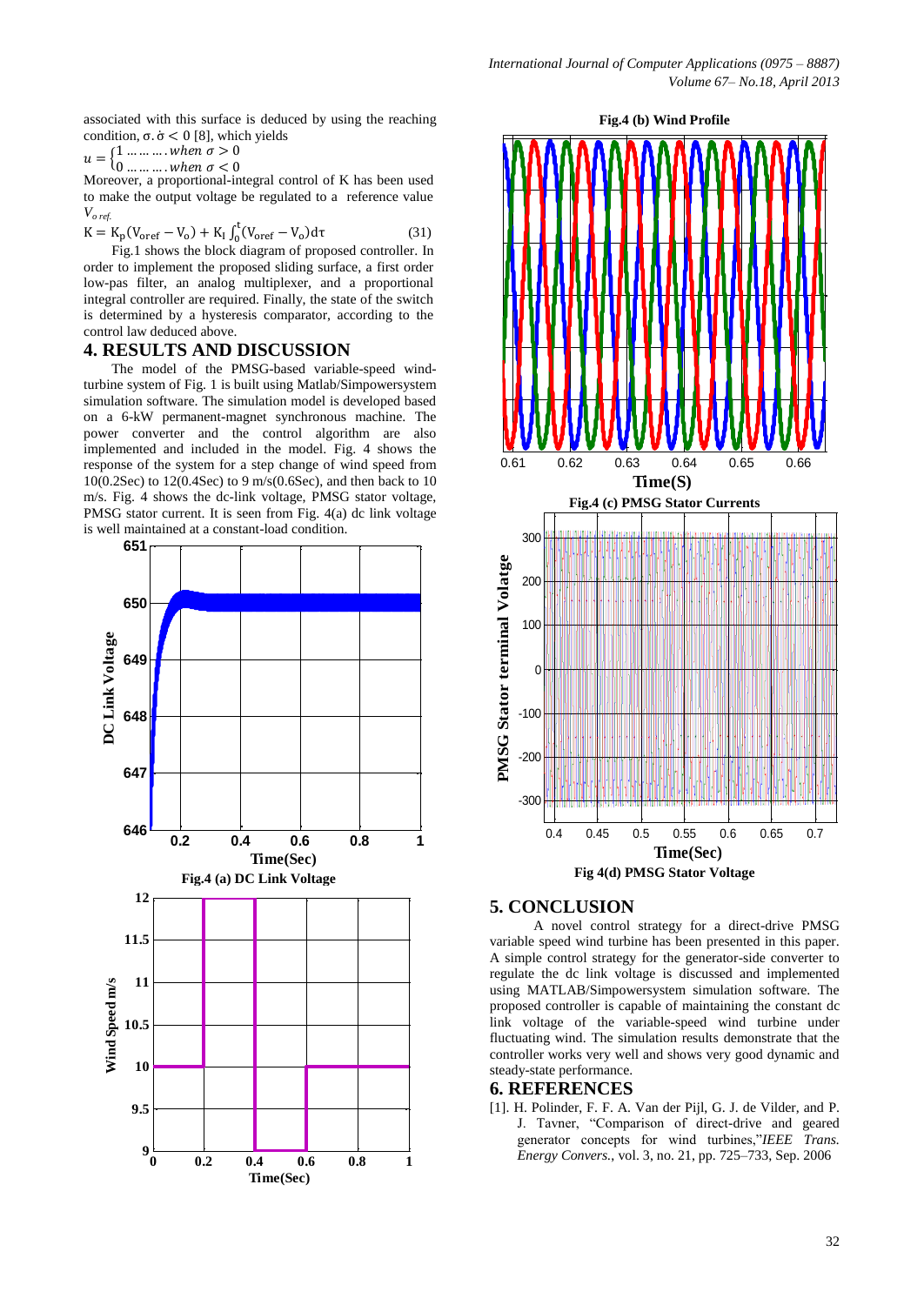associated with this surface is deduced by using the reaching condition, $\sigma.\dot{\sigma} < 0$ [8], which yields

$$u = \begin{cases} 1 \ldots\ldots\ldots . when\ \sigma > 0 \\ 0 \ldots\ldots\ldots . when\ \sigma < 0 \end{cases}$$

Moreover, a proportional-integral control of K has been used to make the output voltage be regulated to a reference value $V_{o\,ref.}$

$$K = K_p(V_{oref} - V_o) + K_I \int_0^t (V_{oref} - V_o)d\tau \qquad (31)$$

Fig.1 shows the block diagram of proposed controller. In order to implement the proposed sliding surface, a first order low-pas filter, an analog multiplexer, and a proportional integral controller are required. Finally, the state of the switch is determined by a hysteresis comparator, according to the control law deduced above.

## 4. RESULTS AND DISCUSSION

The model of the PMSG-based variable-speed wind-turbine system of Fig. 1 is built using Matlab/Simpowersystem simulation software. The simulation model is developed based on a 6-kW permanent-magnet synchronous machine. The power converter and the control algorithm are also implemented and included in the model. Fig. 4 shows the response of the system for a step change of wind speed from 10(0.2Sec) to 12(0.4Sec) to 9 m/s(0.6Sec), and then back to 10 m/s. Fig. 4 shows the dc-link voltage, PMSG stator voltage, PMSG stator current. It is seen from Fig. 4(a) dc link voltage is well maintained at a constant-load condition.

Fig.4 (a) DC Link Voltage

Fig.4 (b) Wind Profile

Fig.4 (c) PMSG Stator Currents

Fig 4(d) PMSG Stator Voltage

## 5. CONCLUSION

A novel control strategy for a direct-drive PMSG variable speed wind turbine has been presented in this paper. A simple control strategy for the generator-side converter to regulate the dc link voltage is discussed and implemented using MATLAB/Simpowersystem simulation software. The proposed controller is capable of maintaining the constant dc link voltage of the variable-speed wind turbine under fluctuating wind. The simulation results demonstrate that the controller works very well and shows very good dynamic and steady-state performance.

## 6. REFERENCES

[1]. H. Polinder, F. F. A. Van der Pijl, G. J. de Vilder, and P. J. Tavner, "Comparison of direct-drive and geared generator concepts for wind turbines,"*IEEE Trans. Energy Convers.*, vol. 3, no. 21, pp. 725–733, Sep. 2006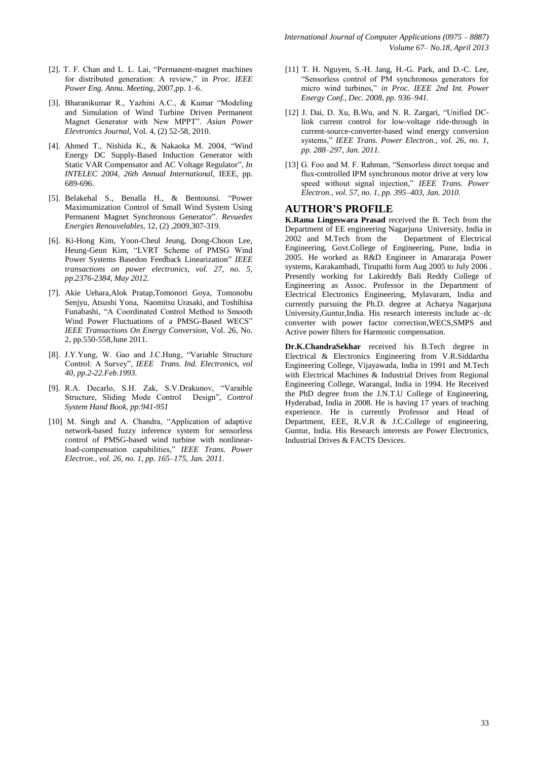[2]. T. F. Chan and L. L. Lai, "Permanent-magnet machines for distributed generation: A review," in *Proc. IEEE Power Eng. Annu. Meeting*, 2007,pp. 1–6.

[3]. Bharanikumar R., Yazhini A.C., & Kumar "Modeling and Simulation of Wind Turbine Driven Permanent Magnet Generator with New MPPT". *Asian Power Elevtronics Journal*, Vol. 4, (2) 52-58, 2010.

[4]. Ahmed T., Nishida K., & Nakaoka M. 2004, "Wind Energy DC Supply-Based Induction Generator with Static VAR Compensator and AC Voltage Regulator", *In INTELEC 2004, 26th Annual International*, IEEE, pp. 689-696.

[5]. Belakehal S., Benalla H., & Bentounsi. "Power Maximumization Control of Small Wind System Using Permanent Magnet Synchronous Generator". *Revuedes Energies Renouvelables*, 12, (2) ,2009,307-319.

[6]. Ki-Hong Kim, Yoon-Cheul Jeung, Dong-Choon Lee, Heung-Geun Kim, "LVRT Scheme of PMSG Wind Power Systems Basedon Feedback Linearization" *IEEE transactions on power electronics, vol. 27, no. 5, pp.2376-2384, May 2012.*

[7]. Akie Uehara,Alok Pratap,Tomonori Goya, Tomonobu Senjyu, Atsushi Yona, Naomitsu Urasaki, and Toshihisa Funabashi, "A Coordinated Control Method to Smooth Wind Power Fluctuations of a PMSG-Based WECS" *IEEE Transactions On Energy Conversion*, Vol. 26, No. 2, pp.550-558,June 2011.

[8]. J.Y.Yung, W. Gao and J.C.Hung, "Variable Structure Control: A Survey", *IEEE Trans. Ind. Electronics, vol 40, pp.2-22.Feb.1993.*

[9]. R.A. Decarlo, S.H. Zak, S.V.Drakunov, "Varaible Structure, Sliding Mode Control Design", *Control System Hand Book, pp:941-951*

[10] M. Singh and A. Chandra, "Application of adaptive network-based fuzzy inference system for sensorless control of PMSG-based wind turbine with nonlinear-load-compensation capabilities," *IEEE Trans. Power Electron., vol. 26, no. 1, pp. 165–175, Jan. 2011.*

[11] T. H. Nguyen, S.-H. Jang, H.-G. Park, and D.-C. Lee, "Sensorless control of PM synchronous generators for micro wind turbines," *in Proc. IEEE 2nd Int. Power Energy Conf., Dec. 2008, pp. 936–941.*

[12] J. Dai, D. Xu, B.Wu, and N. R. Zargari, "Unified DC-link current control for low-voltage ride-through in current-source-converter-based wind energy conversion systems," *IEEE Trans. Power Electron., vol. 26, no. 1, pp. 288–297, Jan. 2011.*

[13] G. Foo and M. F. Rahman, "Sensorless direct torque and flux-controlled IPM synchronous motor drive at very low speed without signal injection," *IEEE Trans. Power Electron., vol. 57, no. 1, pp. 395–403, Jan. 2010.*

## AUTHOR'S PROFILE

**K.Rama Lingeswara Prasad** received the B. Tech from the Department of EE engineering Nagarjuna University, India in 2002 and M.Tech from the Department of Electrical Engineering, Govt.College of Engineering, Pune, India in 2005. He worked as R&D Engineer in Amararaja Power systems, Karakambadi, Tirupathi form Aug 2005 to July 2006 . Presently working for Lakireddy Bali Reddy College of Engineering as Assoc. Professor in the Department of Electrical Electronics Engineering, Mylavaram, India and currently pursuing the Ph.D. degree at Acharya Nagarjuna University,Guntur,India. His research interests include ac–dc converter with power factor correction,WECS,SMPS and Active power filters for Harmonic compensation.

**Dr.K.ChandraSekhar** received his B.Tech degree in Electrical & Electronics Engineering from V.R.Siddartha Engineering College, Vijayawada, India in 1991 and M.Tech with Electrical Machines & Industrial Drives from Regional Engineering College, Warangal, India in 1994. He Received the PhD degree from the J.N.T.U College of Engineering, Hyderabad, India in 2008. He is having 17 years of teaching experience. He is currently Professor and Head of Department, EEE, R.V.R & J.C.College of engineering, Guntur, India. His Research interests are Power Electronics, Industrial Drives & FACTS Devices.